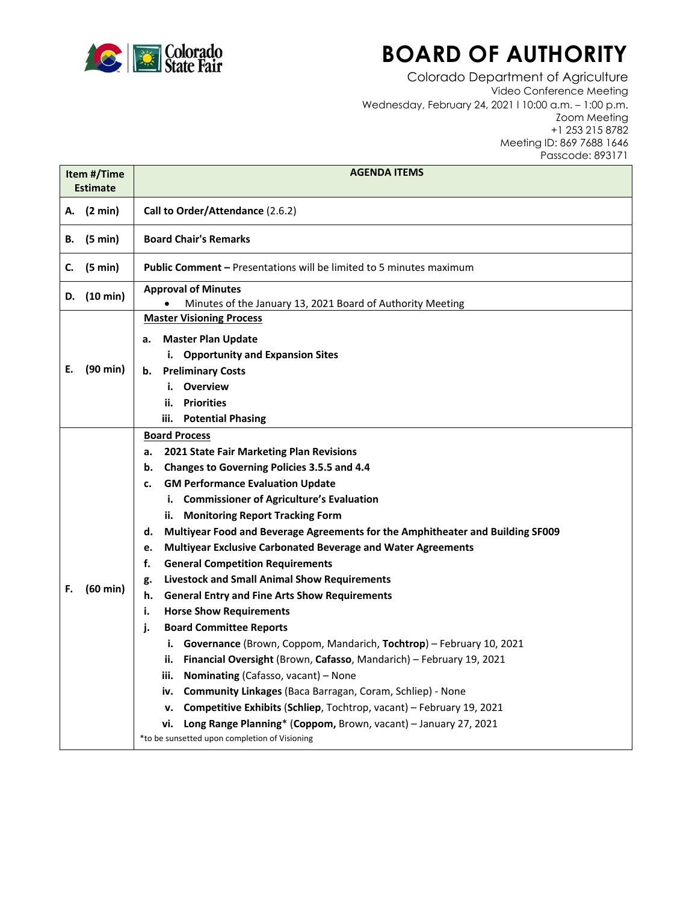# BOARD OF AUTHORITY

Colorado Department of Agriculture
Video Conference Meeting
Wednesday, February 24, 2021 l 10:00 a.m. – 1:00 p.m.
Zoom Meeting
+1 253 215 8782
Meeting ID: 869 7688 1646
Passcode: 893171

| Item #/Time Estimate | AGENDA ITEMS |
|---|---|
| A. (2 min) | **Call to Order/Attendance** (2.6.2) |
| B. (5 min) | **Board Chair's Remarks** |
| C. (5 min) | **Public Comment –** Presentations will be limited to 5 minutes maximum |
| D. (10 min) | **Approval of Minutes**<br>• Minutes of the January 13, 2021 Board of Authority Meeting |
| E. (90 min) | **Master Visioning Process**<br>**a. Master Plan Update**<br>&nbsp;&nbsp;&nbsp;**i. Opportunity and Expansion Sites**<br>**b. Preliminary Costs**<br>&nbsp;&nbsp;&nbsp;**i. Overview**<br>&nbsp;&nbsp;&nbsp;**ii. Priorities**<br>&nbsp;&nbsp;&nbsp;**iii. Potential Phasing** |
| F. (60 min) | **Board Process**<br>**a. 2021 State Fair Marketing Plan Revisions**<br>**b. Changes to Governing Policies 3.5.5 and 4.4**<br>**c. GM Performance Evaluation Update**<br>&nbsp;&nbsp;&nbsp;**i. Commissioner of Agriculture's Evaluation**<br>&nbsp;&nbsp;&nbsp;**ii. Monitoring Report Tracking Form**<br>**d. Multiyear Food and Beverage Agreements for the Amphitheater and Building SF009**<br>**e. Multiyear Exclusive Carbonated Beverage and Water Agreements**<br>**f. General Competition Requirements**<br>**g. Livestock and Small Animal Show Requirements**<br>**h. General Entry and Fine Arts Show Requirements**<br>**i. Horse Show Requirements**<br>**j. Board Committee Reports**<br>&nbsp;&nbsp;&nbsp;**i. Governance** (Brown, Coppom, Mandarich, **Tochtrop**) – February 10, 2021<br>&nbsp;&nbsp;&nbsp;**ii. Financial Oversight** (Brown, **Cafasso**, Mandarich) – February 19, 2021<br>&nbsp;&nbsp;&nbsp;**iii. Nominating** (Cafasso, vacant) – None<br>&nbsp;&nbsp;&nbsp;**iv. Community Linkages** (Baca Barragan, Coram, Schliep) - None<br>&nbsp;&nbsp;&nbsp;**v. Competitive Exhibits** (**Schliep**, Tochtrop, vacant) – February 19, 2021<br>&nbsp;&nbsp;&nbsp;**vi. Long Range Planning**\* (**Coppom,** Brown, vacant) – January 27, 2021<br>\*to be sunsetted upon completion of Visioning |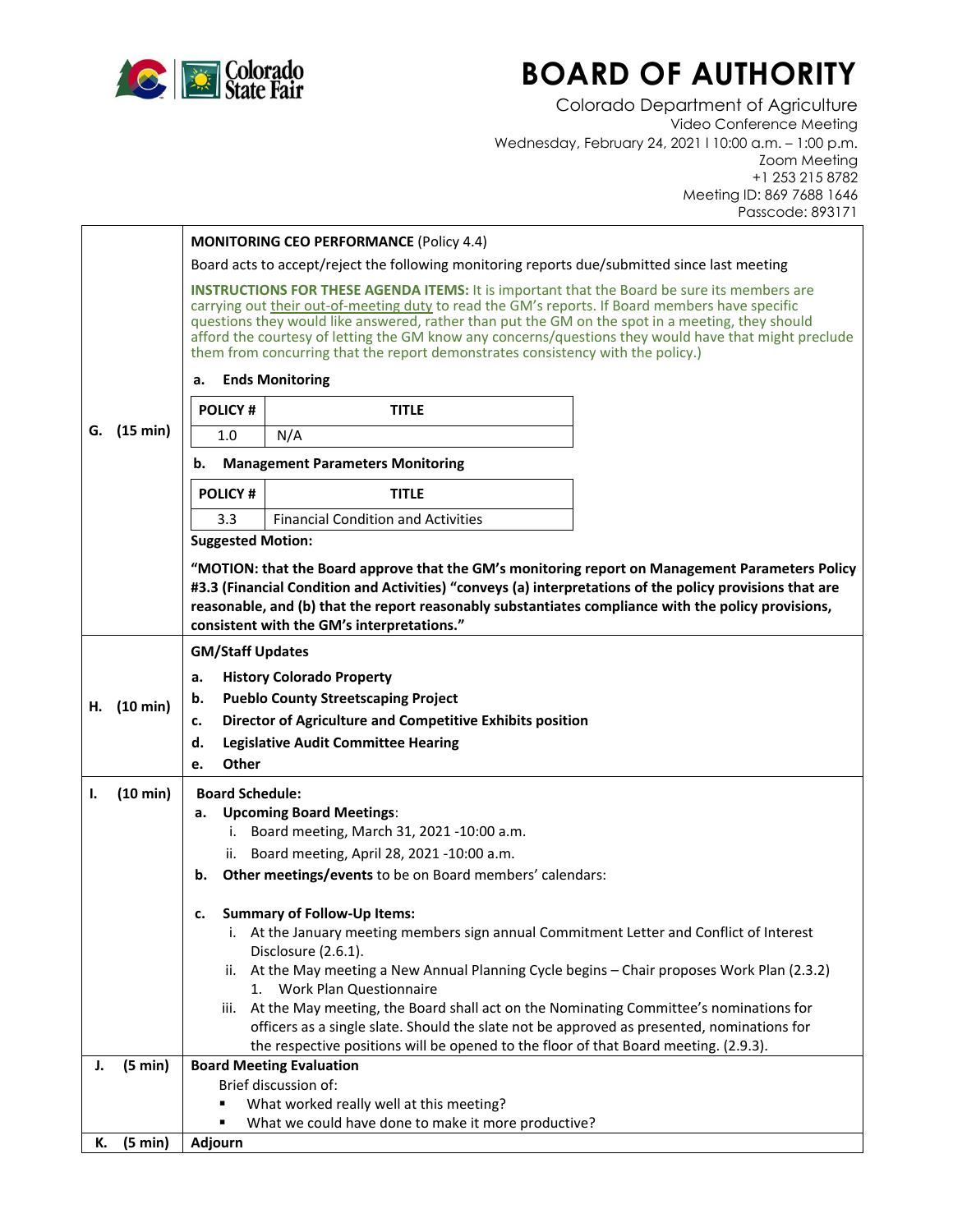# BOARD OF AUTHORITY

Colorado Department of Agriculture
Video Conference Meeting
Wednesday, February 24, 2021 l 10:00 a.m. – 1:00 p.m.
Zoom Meeting
+1 253 215 8782
Meeting ID: 869 7688 1646
Passcode: 893171

**G. (15 min)**

**MONITORING CEO PERFORMANCE** (Policy 4.4)

Board acts to accept/reject the following monitoring reports due/submitted since last meeting

**INSTRUCTIONS FOR THESE AGENDA ITEMS:** It is important that the Board be sure its members are carrying out their out-of-meeting duty to read the GM's reports. If Board members have specific questions they would like answered, rather than put the GM on the spot in a meeting, they should afford the courtesy of letting the GM know any concerns/questions they would have that might preclude them from concurring that the report demonstrates consistency with the policy.)

a. **Ends Monitoring**

| POLICY # | TITLE |
|---|---|
| 1.0 | N/A |

b. **Management Parameters Monitoring**

| POLICY # | TITLE |
|---|---|
| 3.3 | Financial Condition and Activities |

**Suggested Motion:**

**"MOTION: that the Board approve that the GM's monitoring report on Management Parameters Policy #3.3 (Financial Condition and Activities) "conveys (a) interpretations of the policy provisions that are reasonable, and (b) that the report reasonably substantiates compliance with the policy provisions, consistent with the GM's interpretations."**

**H. (10 min)**

**GM/Staff Updates**

a. **History Colorado Property**
b. **Pueblo County Streetscaping Project**
c. **Director of Agriculture and Competitive Exhibits position**
d. **Legislative Audit Committee Hearing**
e. **Other**

**I. (10 min)**

**Board Schedule:**

a. **Upcoming Board Meetings**:
   i. Board meeting, March 31, 2021 -10:00 a.m.
   ii. Board meeting, April 28, 2021 -10:00 a.m.

b. **Other meetings/events** to be on Board members' calendars:

c. **Summary of Follow-Up Items:**
   i. At the January meeting members sign annual Commitment Letter and Conflict of Interest Disclosure (2.6.1).
   ii. At the May meeting a New Annual Planning Cycle begins – Chair proposes Work Plan (2.3.2)
      1. Work Plan Questionnaire
   iii. At the May meeting, the Board shall act on the Nominating Committee's nominations for officers as a single slate. Should the slate not be approved as presented, nominations for the respective positions will be opened to the floor of that Board meeting. (2.9.3).

**J. (5 min)**

**Board Meeting Evaluation**

Brief discussion of:

- What worked really well at this meeting?
- What we could have done to make it more productive?

**K. (5 min)**

**Adjourn**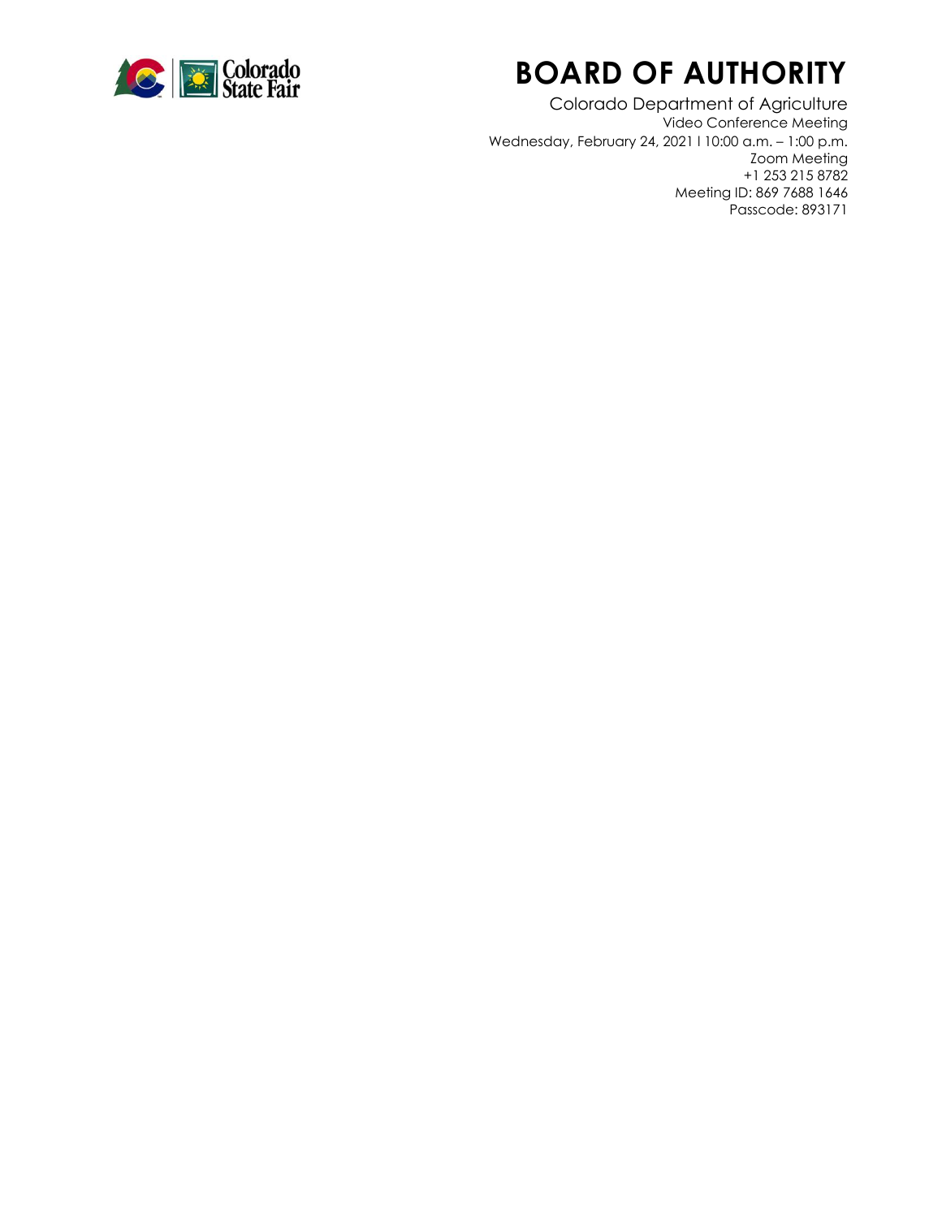# BOARD OF AUTHORITY

Colorado Department of Agriculture
Video Conference Meeting
Wednesday, February 24, 2021 l 10:00 a.m. – 1:00 p.m.
Zoom Meeting
+1 253 215 8782
Meeting ID: 869 7688 1646
Passcode: 893171